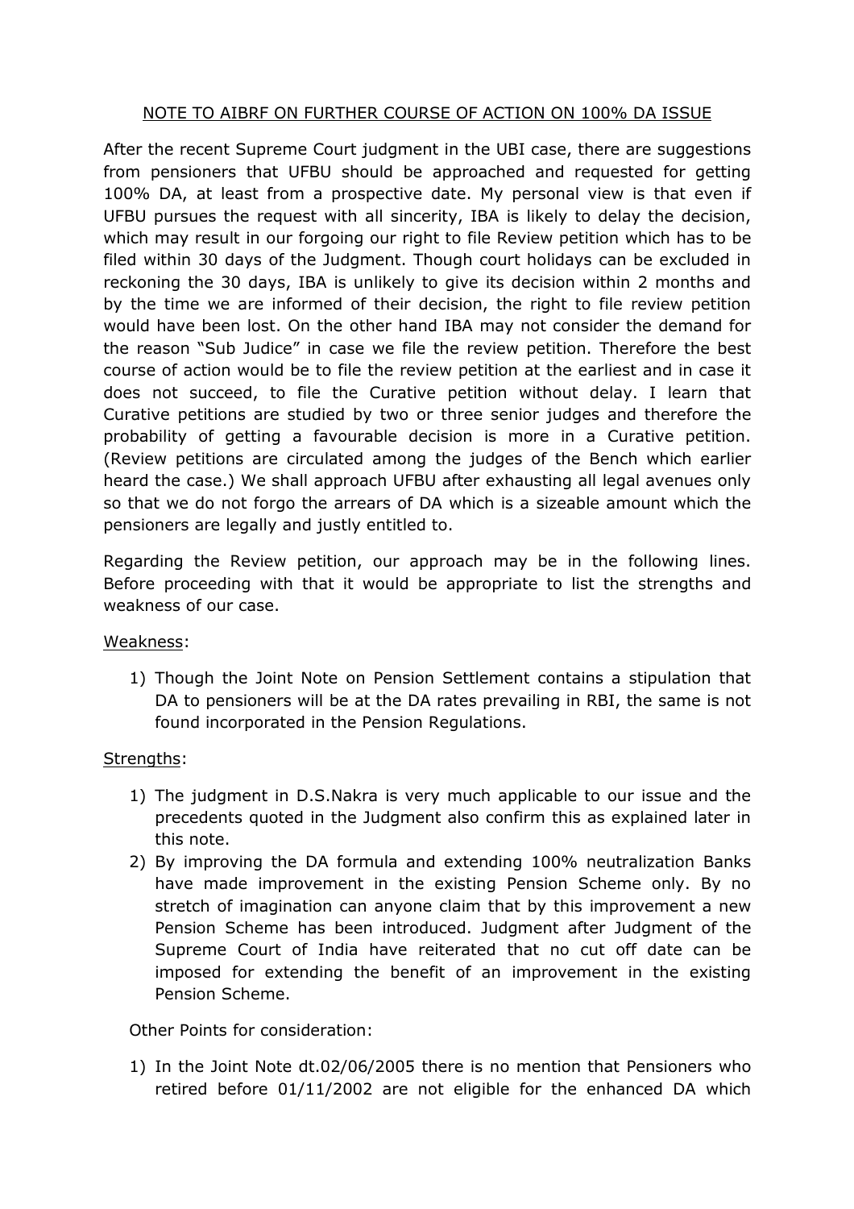<u>NOTE TO AIBRF ON FURTHER COURSE OF ACTION ON 100% DA ISSUE</u>

After the recent Supreme Court judgment in the UBI case, there are suggestions from pensioners that UFBU should be approached and requested for getting 100% DA, at least from a prospective date. My personal view is that even if UFBU pursues the request with all sincerity, IBA is likely to delay the decision, which may result in our forgoing our right to file Review petition which has to be filed within 30 days of the Judgment. Though court holidays can be excluded in reckoning the 30 days, IBA is unlikely to give its decision within 2 months and by the time we are informed of their decision, the right to file review petition would have been lost. On the other hand IBA may not consider the demand for the reason "Sub Judice" in case we file the review petition. Therefore the best course of action would be to file the review petition at the earliest and in case it does not succeed, to file the Curative petition without delay. I learn that Curative petitions are studied by two or three senior judges and therefore the probability of getting a favourable decision is more in a Curative petition. (Review petitions are circulated among the judges of the Bench which earlier heard the case.) We shall approach UFBU after exhausting all legal avenues only so that we do not forgo the arrears of DA which is a sizeable amount which the pensioners are legally and justly entitled to.

Regarding the Review petition, our approach may be in the following lines. Before proceeding with that it would be appropriate to list the strengths and weakness of our case.

<u>Weakness</u>:

1) Though the Joint Note on Pension Settlement contains a stipulation that DA to pensioners will be at the DA rates prevailing in RBI, the same is not found incorporated in the Pension Regulations.

<u>Strengths</u>:

1) The judgment in D.S.Nakra is very much applicable to our issue and the precedents quoted in the Judgment also confirm this as explained later in this note.
2) By improving the DA formula and extending 100% neutralization Banks have made improvement in the existing Pension Scheme only. By no stretch of imagination can anyone claim that by this improvement a new Pension Scheme has been introduced. Judgment after Judgment of the Supreme Court of India have reiterated that no cut off date can be imposed for extending the benefit of an improvement in the existing Pension Scheme.

Other Points for consideration:

1) In the Joint Note dt.02/06/2005 there is no mention that Pensioners who retired before 01/11/2002 are not eligible for the enhanced DA which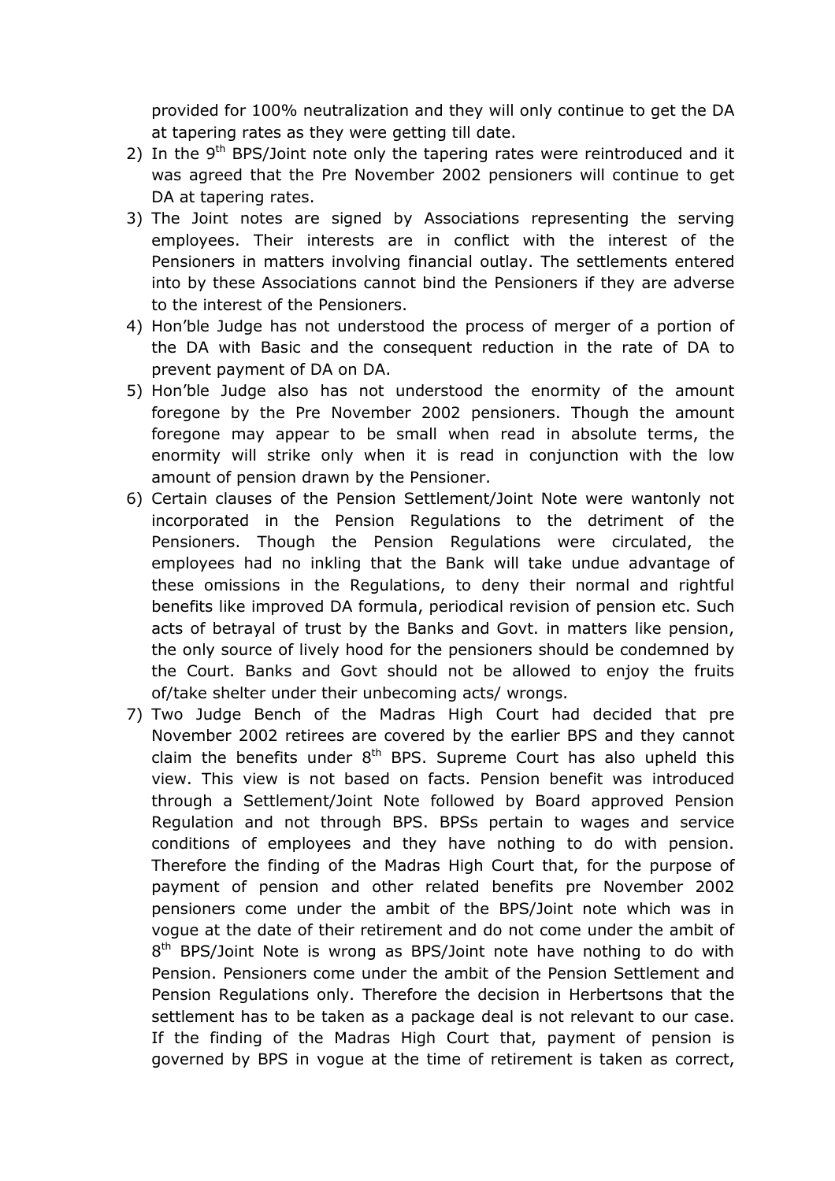provided for 100% neutralization and they will only continue to get the DA at tapering rates as they were getting till date.

2) In the 9th BPS/Joint note only the tapering rates were reintroduced and it was agreed that the Pre November 2002 pensioners will continue to get DA at tapering rates.
3) The Joint notes are signed by Associations representing the serving employees. Their interests are in conflict with the interest of the Pensioners in matters involving financial outlay. The settlements entered into by these Associations cannot bind the Pensioners if they are adverse to the interest of the Pensioners.
4) Hon'ble Judge has not understood the process of merger of a portion of the DA with Basic and the consequent reduction in the rate of DA to prevent payment of DA on DA.
5) Hon'ble Judge also has not understood the enormity of the amount foregone by the Pre November 2002 pensioners. Though the amount foregone may appear to be small when read in absolute terms, the enormity will strike only when it is read in conjunction with the low amount of pension drawn by the Pensioner.
6) Certain clauses of the Pension Settlement/Joint Note were wantonly not incorporated in the Pension Regulations to the detriment of the Pensioners. Though the Pension Regulations were circulated, the employees had no inkling that the Bank will take undue advantage of these omissions in the Regulations, to deny their normal and rightful benefits like improved DA formula, periodical revision of pension etc. Such acts of betrayal of trust by the Banks and Govt. in matters like pension, the only source of lively hood for the pensioners should be condemned by the Court. Banks and Govt should not be allowed to enjoy the fruits of/take shelter under their unbecoming acts/ wrongs.
7) Two Judge Bench of the Madras High Court had decided that pre November 2002 retirees are covered by the earlier BPS and they cannot claim the benefits under 8th BPS. Supreme Court has also upheld this view. This view is not based on facts. Pension benefit was introduced through a Settlement/Joint Note followed by Board approved Pension Regulation and not through BPS. BPSs pertain to wages and service conditions of employees and they have nothing to do with pension. Therefore the finding of the Madras High Court that, for the purpose of payment of pension and other related benefits pre November 2002 pensioners come under the ambit of the BPS/Joint note which was in vogue at the date of their retirement and do not come under the ambit of 8th BPS/Joint Note is wrong as BPS/Joint note have nothing to do with Pension. Pensioners come under the ambit of the Pension Settlement and Pension Regulations only. Therefore the decision in Herbertsons that the settlement has to be taken as a package deal is not relevant to our case. If the finding of the Madras High Court that, payment of pension is governed by BPS in vogue at the time of retirement is taken as correct,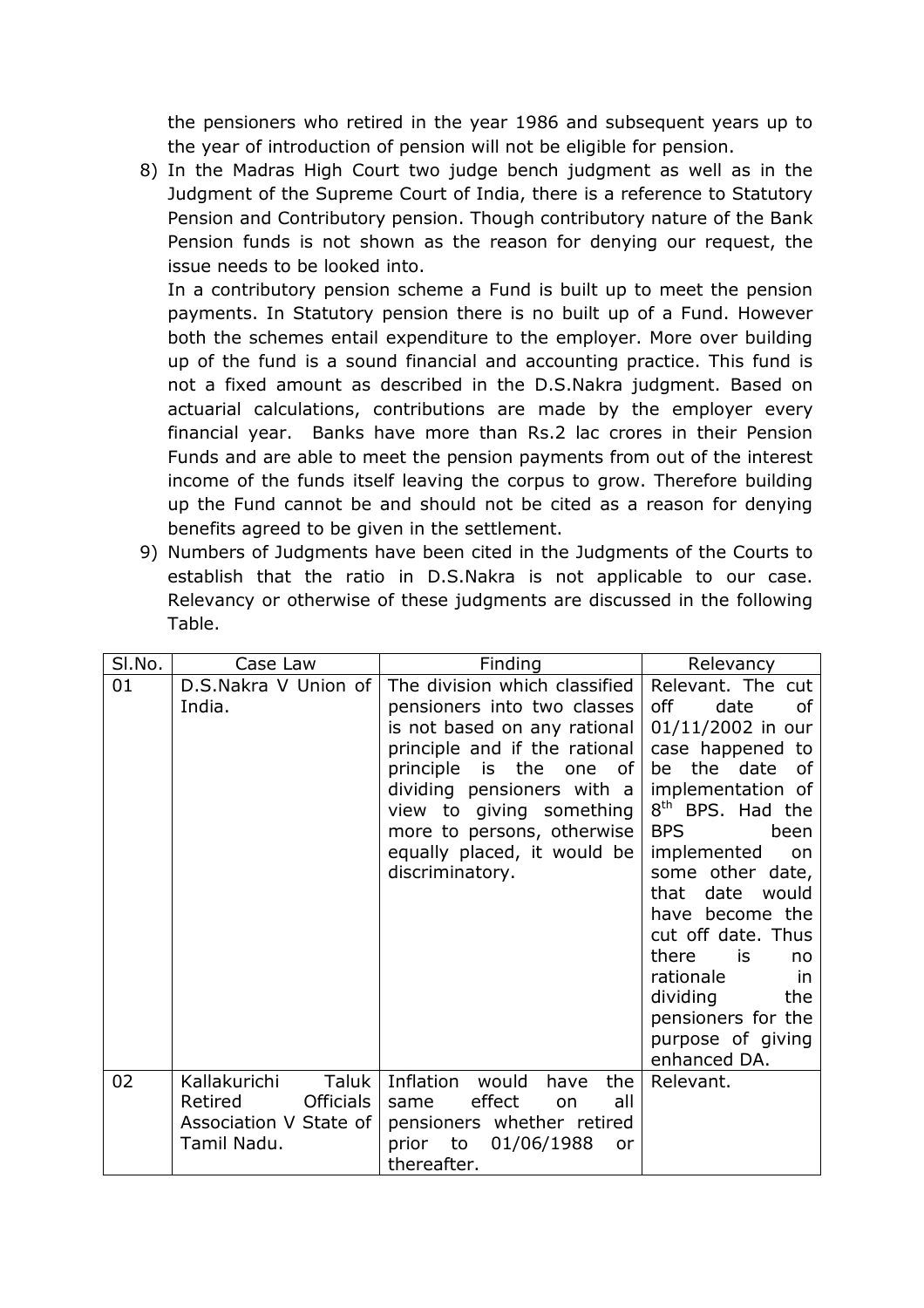the pensioners who retired in the year 1986 and subsequent years up to the year of introduction of pension will not be eligible for pension.

8) In the Madras High Court two judge bench judgment as well as in the Judgment of the Supreme Court of India, there is a reference to Statutory Pension and Contributory pension. Though contributory nature of the Bank Pension funds is not shown as the reason for denying our request, the issue needs to be looked into.

   In a contributory pension scheme a Fund is built up to meet the pension payments. In Statutory pension there is no built up of a Fund. However both the schemes entail expenditure to the employer. More over building up of the fund is a sound financial and accounting practice. This fund is not a fixed amount as described in the D.S.Nakra judgment. Based on actuarial calculations, contributions are made by the employer every financial year. Banks have more than Rs.2 lac crores in their Pension Funds and are able to meet the pension payments from out of the interest income of the funds itself leaving the corpus to grow. Therefore building up the Fund cannot be and should not be cited as a reason for denying benefits agreed to be given in the settlement.

9) Numbers of Judgments have been cited in the Judgments of the Courts to establish that the ratio in D.S.Nakra is not applicable to our case. Relevancy or otherwise of these judgments are discussed in the following Table.

| Sl.No. | Case Law | Finding | Relevancy |
|---|---|---|---|
| 01 | D.S.Nakra V Union of India. | The division which classified pensioners into two classes is not based on any rational principle and if the rational principle is the one of dividing pensioners with a view to giving something more to persons, otherwise equally placed, it would be discriminatory. | Relevant. The cut off date of 01/11/2002 in our case happened to be the date of implementation of 8th BPS. Had the BPS been implemented on some other date, that date would have become the cut off date. Thus there is no rationale in dividing the pensioners for the purpose of giving enhanced DA. |
| 02 | Kallakurichi Taluk Retired Officials Association V State of Tamil Nadu. | Inflation would have the same effect on all pensioners whether retired prior to 01/06/1988 or thereafter. | Relevant. |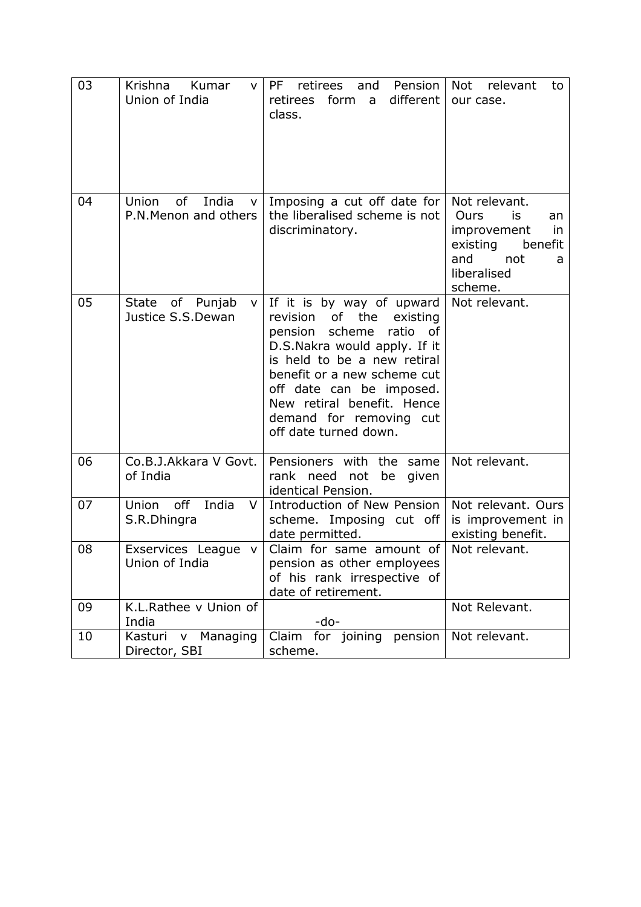| | | | |
|---|---|---|---|
| 03 | Krishna Kumar v Union of India | PF retirees and Pension retirees form a different class. | Not relevant to our case. |
| 04 | Union of India v P.N.Menon and others | Imposing a cut off date for the liberalised scheme is not discriminatory. | Not relevant. Ours is an improvement in existing benefit and not a liberalised scheme. |
| 05 | State of Punjab v Justice S.S.Dewan | If it is by way of upward revision of the existing pension scheme ratio of D.S.Nakra would apply. If it is held to be a new retiral benefit or a new scheme cut off date can be imposed. New retiral benefit. Hence demand for removing cut off date turned down. | Not relevant. |
| 06 | Co.B.J.Akkara V Govt. of India | Pensioners with the same rank need not be given identical Pension. | Not relevant. |
| 07 | Union off India V S.R.Dhingra | Introduction of New Pension scheme. Imposing cut off date permitted. | Not relevant. Ours is improvement in existing benefit. |
| 08 | Exservices League v Union of India | Claim for same amount of pension as other employees of his rank irrespective of date of retirement. | Not relevant. |
| 09 | K.L.Rathee v Union of India | -do- | Not Relevant. |
| 10 | Kasturi v Managing Director, SBI | Claim for joining pension scheme. | Not relevant. |